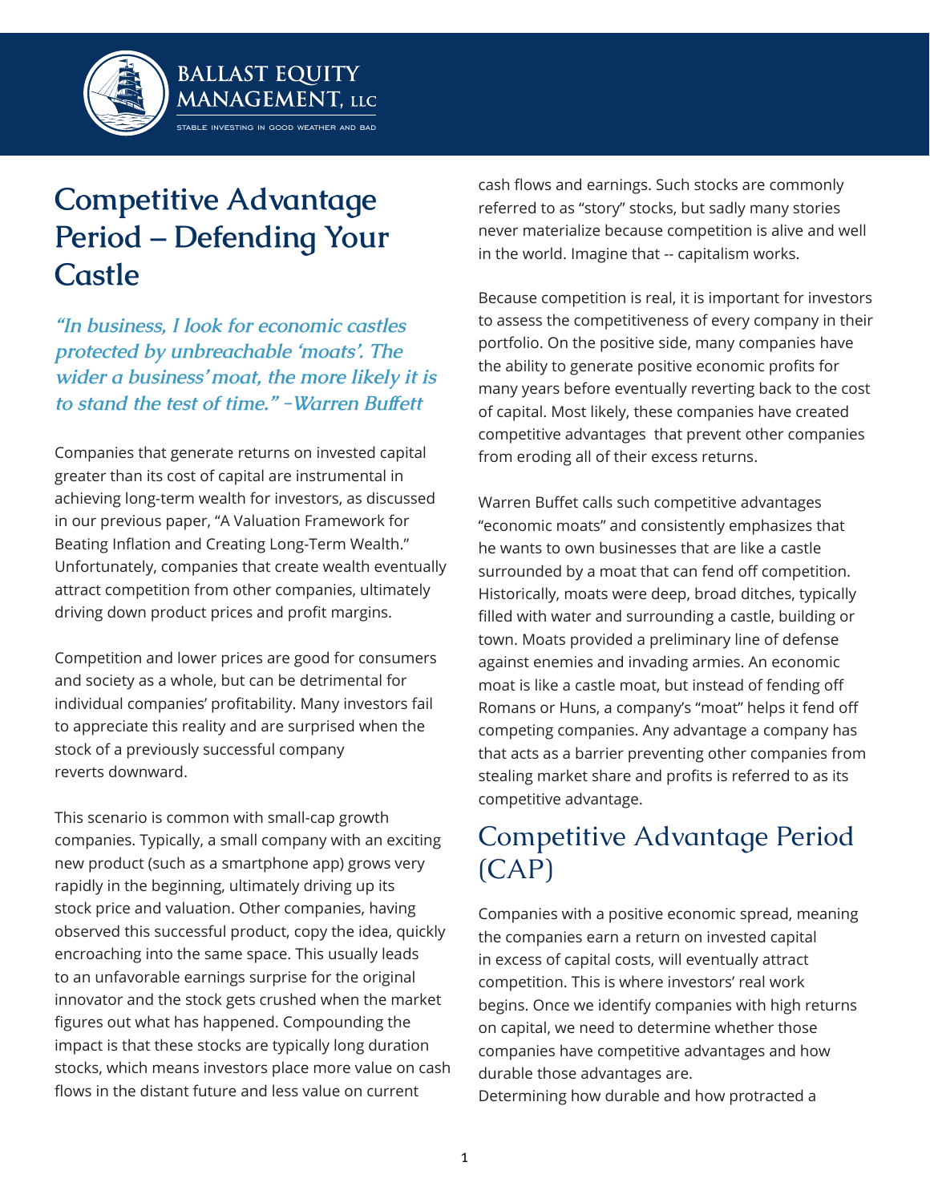BALLAST EQUITY MANAGEMENT, LLC

STABLE INVESTING IN GOOD WEATHER AND BAD

# Competitive Advantage Period – Defending Your Castle

*"In business, I look for economic castles protected by unbreachable 'moats'. The wider a business' moat, the more likely it is to stand the test of time." -Warren Buffett*

Companies that generate returns on invested capital greater than its cost of capital are instrumental in achieving long-term wealth for investors, as discussed in our previous paper, "A Valuation Framework for Beating Inflation and Creating Long-Term Wealth." Unfortunately, companies that create wealth eventually attract competition from other companies, ultimately driving down product prices and profit margins.

Competition and lower prices are good for consumers and society as a whole, but can be detrimental for individual companies' profitability. Many investors fail to appreciate this reality and are surprised when the stock of a previously successful company reverts downward.

This scenario is common with small-cap growth companies. Typically, a small company with an exciting new product (such as a smartphone app) grows very rapidly in the beginning, ultimately driving up its stock price and valuation. Other companies, having observed this successful product, copy the idea, quickly encroaching into the same space. This usually leads to an unfavorable earnings surprise for the original innovator and the stock gets crushed when the market figures out what has happened. Compounding the impact is that these stocks are typically long duration stocks, which means investors place more value on cash flows in the distant future and less value on current cash flows and earnings. Such stocks are commonly referred to as "story" stocks, but sadly many stories never materialize because competition is alive and well in the world. Imagine that -- capitalism works.

Because competition is real, it is important for investors to assess the competitiveness of every company in their portfolio. On the positive side, many companies have the ability to generate positive economic profits for many years before eventually reverting back to the cost of capital. Most likely, these companies have created competitive advantages that prevent other companies from eroding all of their excess returns.

Warren Buffet calls such competitive advantages "economic moats" and consistently emphasizes that he wants to own businesses that are like a castle surrounded by a moat that can fend off competition. Historically, moats were deep, broad ditches, typically filled with water and surrounding a castle, building or town. Moats provided a preliminary line of defense against enemies and invading armies. An economic moat is like a castle moat, but instead of fending off Romans or Huns, a company's "moat" helps it fend off competing companies. Any advantage a company has that acts as a barrier preventing other companies from stealing market share and profits is referred to as its competitive advantage.

## Competitive Advantage Period (CAP)

Companies with a positive economic spread, meaning the companies earn a return on invested capital in excess of capital costs, will eventually attract competition. This is where investors' real work begins. Once we identify companies with high returns on capital, we need to determine whether those companies have competitive advantages and how durable those advantages are.

Determining how durable and how protracted a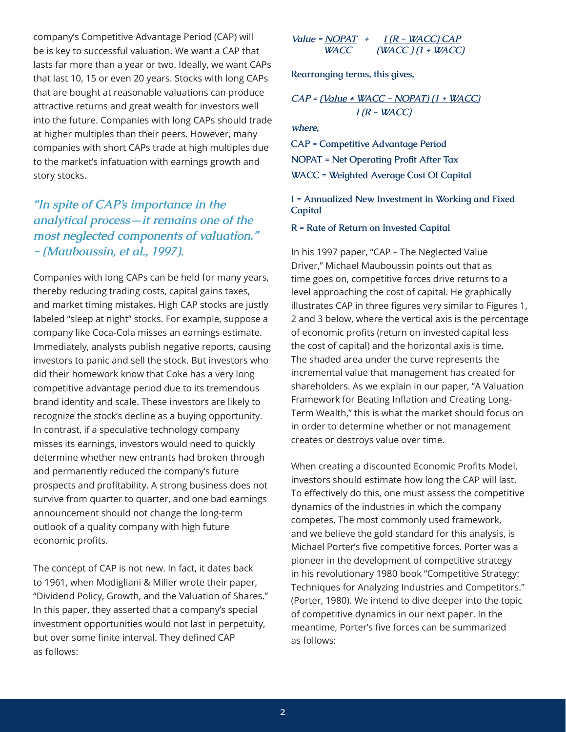company's Competitive Advantage Period (CAP) will be is key to successful valuation. We want a CAP that lasts far more than a year or two. Ideally, we want CAPs that last 10, 15 or even 20 years. Stocks with long CAPs that are bought at reasonable valuations can produce attractive returns and great wealth for investors well into the future. Companies with long CAPs should trade at higher multiples than their peers. However, many companies with short CAPs trade at high multiples due to the market's infatuation with earnings growth and story stocks.

> *"In spite of CAP's importance in the analytical process—it remains one of the most neglected components of valuation." – (Mauboussin, et al., 1997).*

Companies with long CAPs can be held for many years, thereby reducing trading costs, capital gains taxes, and market timing mistakes. High CAP stocks are justly labeled "sleep at night" stocks. For example, suppose a company like Coca-Cola misses an earnings estimate. Immediately, analysts publish negative reports, causing investors to panic and sell the stock. But investors who did their homework know that Coke has a very long competitive advantage period due to its tremendous brand identity and scale. These investors are likely to recognize the stock's decline as a buying opportunity. In contrast, if a speculative technology company misses its earnings, investors would need to quickly determine whether new entrants had broken through and permanently reduced the company's future prospects and profitability. A strong business does not survive from quarter to quarter, and one bad earnings announcement should not change the long-term outlook of a quality company with high future economic profits.

The concept of CAP is not new. In fact, it dates back to 1961, when Modigliani & Miller wrote their paper, "Dividend Policy, Growth, and the Valuation of Shares." In this paper, they asserted that a company's special investment opportunities would not last in perpetuity, but over some finite interval. They defined CAP as follows:

$$Value = \frac{NOPAT}{WACC} + \frac{I\,(R - WACC)\,CAP}{(WACC)\,(1 + WACC)}$$

Rearranging terms, this gives,

$$CAP = \frac{(Value * WACC - NOPAT)\,(1 + WACC)}{I\,(R - WACC)}$$

*where,*

CAP = Competitive Advantage Period

NOPAT = Net Operating Profit After Tax

WACC = Weighted Average Cost Of Capital

I = Annualized New Investment in Working and Fixed Capital

R = Rate of Return on Invested Capital

In his 1997 paper, "CAP – The Neglected Value Driver," Michael Mauboussin points out that as time goes on, competitive forces drive returns to a level approaching the cost of capital. He graphically illustrates CAP in three figures very similar to Figures 1, 2 and 3 below, where the vertical axis is the percentage of economic profits (return on invested capital less the cost of capital) and the horizontal axis is time. The shaded area under the curve represents the incremental value that management has created for shareholders. As we explain in our paper, "A Valuation Framework for Beating Inflation and Creating Long-Term Wealth," this is what the market should focus on in order to determine whether or not management creates or destroys value over time.

When creating a discounted Economic Profits Model, investors should estimate how long the CAP will last. To effectively do this, one must assess the competitive dynamics of the industries in which the company competes. The most commonly used framework, and we believe the gold standard for this analysis, is Michael Porter's five competitive forces. Porter was a pioneer in the development of competitive strategy in his revolutionary 1980 book "Competitive Strategy: Techniques for Analyzing Industries and Competitors." (Porter, 1980). We intend to dive deeper into the topic of competitive dynamics in our next paper. In the meantime, Porter's five forces can be summarized as follows: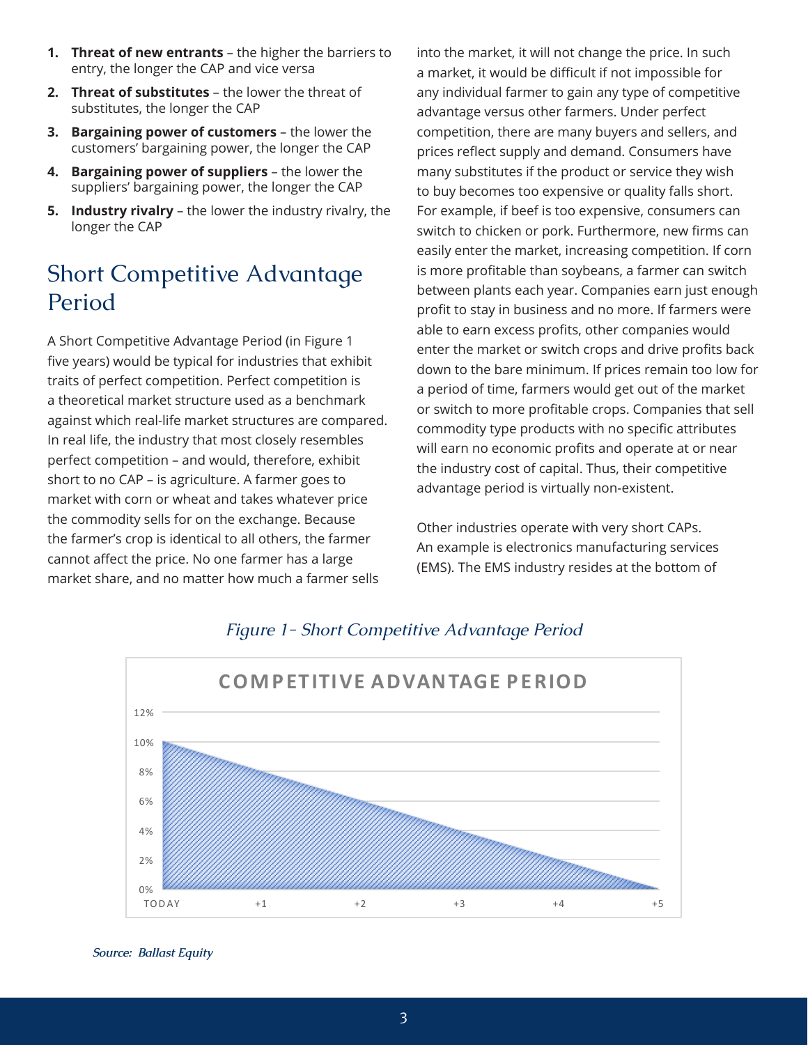1. **Threat of new entrants** – the higher the barriers to entry, the longer the CAP and vice versa
2. **Threat of substitutes** – the lower the threat of substitutes, the longer the CAP
3. **Bargaining power of customers** – the lower the customers' bargaining power, the longer the CAP
4. **Bargaining power of suppliers** – the lower the suppliers' bargaining power, the longer the CAP
5. **Industry rivalry** – the lower the industry rivalry, the longer the CAP

## Short Competitive Advantage Period

A Short Competitive Advantage Period (in Figure 1 five years) would be typical for industries that exhibit traits of perfect competition. Perfect competition is a theoretical market structure used as a benchmark against which real-life market structures are compared. In real life, the industry that most closely resembles perfect competition – and would, therefore, exhibit short to no CAP – is agriculture. A farmer goes to market with corn or wheat and takes whatever price the commodity sells for on the exchange. Because the farmer's crop is identical to all others, the farmer cannot affect the price. No one farmer has a large market share, and no matter how much a farmer sells into the market, it will not change the price. In such a market, it would be difficult if not impossible for any individual farmer to gain any type of competitive advantage versus other farmers. Under perfect competition, there are many buyers and sellers, and prices reflect supply and demand. Consumers have many substitutes if the product or service they wish to buy becomes too expensive or quality falls short. For example, if beef is too expensive, consumers can switch to chicken or pork. Furthermore, new firms can easily enter the market, increasing competition. If corn is more profitable than soybeans, a farmer can switch between plants each year. Companies earn just enough profit to stay in business and no more. If farmers were able to earn excess profits, other companies would enter the market or switch crops and drive profits back down to the bare minimum. If prices remain too low for a period of time, farmers would get out of the market or switch to more profitable crops. Companies that sell commodity type products with no specific attributes will earn no economic profits and operate at or near the industry cost of capital. Thus, their competitive advantage period is virtually non-existent.

Other industries operate with very short CAPs. An example is electronics manufacturing services (EMS). The EMS industry resides at the bottom of

*Figure 1– Short Competitive Advantage Period*

**COMPETITIVE ADVANTAGE PERIOD**

(Chart: y-axis 0%–12%; x-axis TODAY, +1, +2, +3, +4, +5; area declining from 10% at TODAY to 0% at +5)

*Source: Ballast Equity*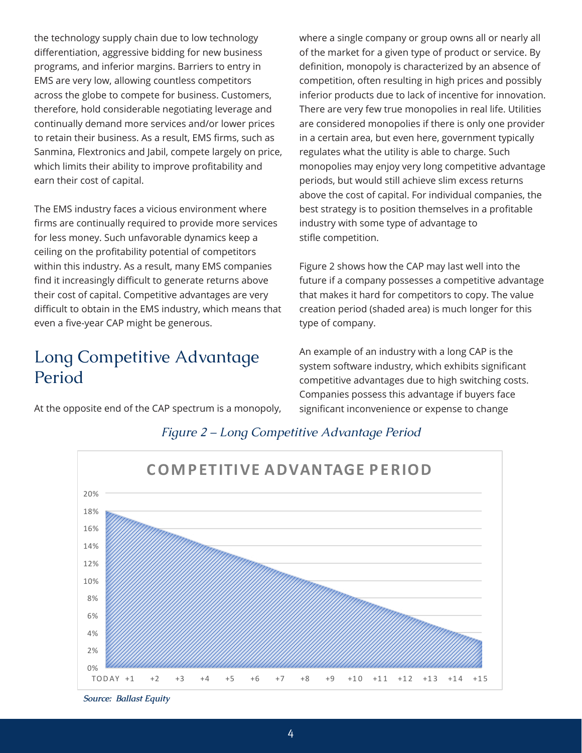the technology supply chain due to low technology differentiation, aggressive bidding for new business programs, and inferior margins. Barriers to entry in EMS are very low, allowing countless competitors across the globe to compete for business. Customers, therefore, hold considerable negotiating leverage and continually demand more services and/or lower prices to retain their business. As a result, EMS firms, such as Sanmina, Flextronics and Jabil, compete largely on price, which limits their ability to improve profitability and earn their cost of capital.

The EMS industry faces a vicious environment where firms are continually required to provide more services for less money. Such unfavorable dynamics keep a ceiling on the profitability potential of competitors within this industry. As a result, many EMS companies find it increasingly difficult to generate returns above their cost of capital. Competitive advantages are very difficult to obtain in the EMS industry, which means that even a five-year CAP might be generous.

## Long Competitive Advantage Period

At the opposite end of the CAP spectrum is a monopoly, where a single company or group owns all or nearly all of the market for a given type of product or service. By definition, monopoly is characterized by an absence of competition, often resulting in high prices and possibly inferior products due to lack of incentive for innovation. There are very few true monopolies in real life. Utilities are considered monopolies if there is only one provider in a certain area, but even here, government typically regulates what the utility is able to charge. Such monopolies may enjoy very long competitive advantage periods, but would still achieve slim excess returns above the cost of capital. For individual companies, the best strategy is to position themselves in a profitable industry with some type of advantage to stifle competition.

Figure 2 shows how the CAP may last well into the future if a company possesses a competitive advantage that makes it hard for competitors to copy. The value creation period (shaded area) is much longer for this type of company.

An example of an industry with a long CAP is the system software industry, which exhibits significant competitive advantages due to high switching costs. Companies possess this advantage if buyers face significant inconvenience or expense to change

*Figure 2 – Long Competitive Advantage Period*

*Source: Ballast Equity*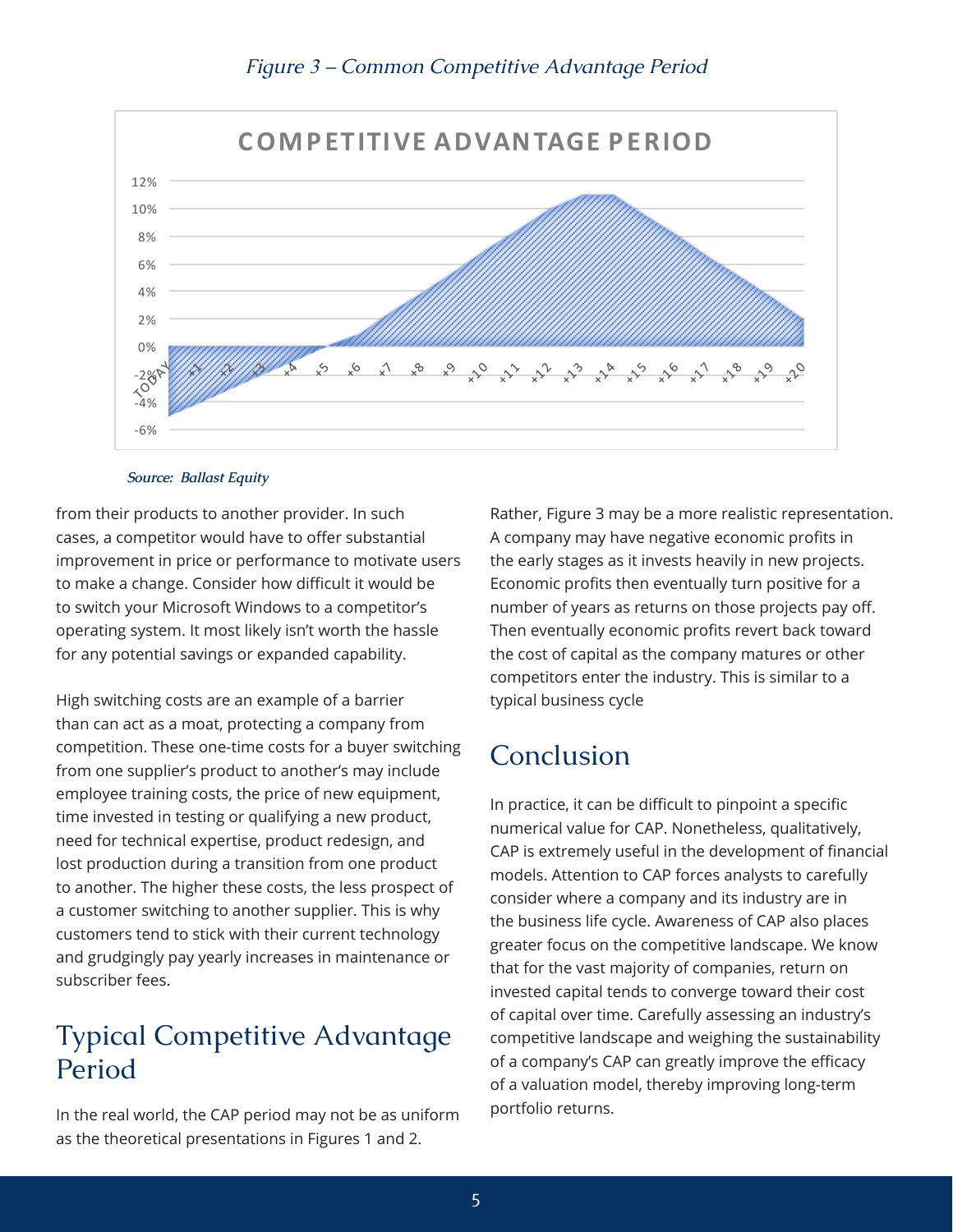*Figure 3 – Common Competitive Advantage Period*

*Source: Ballast Equity*

from their products to another provider. In such cases, a competitor would have to offer substantial improvement in price or performance to motivate users to make a change. Consider how difficult it would be to switch your Microsoft Windows to a competitor's operating system. It most likely isn't worth the hassle for any potential savings or expanded capability.

High switching costs are an example of a barrier than can act as a moat, protecting a company from competition. These one-time costs for a buyer switching from one supplier's product to another's may include employee training costs, the price of new equipment, time invested in testing or qualifying a new product, need for technical expertise, product redesign, and lost production during a transition from one product to another. The higher these costs, the less prospect of a customer switching to another supplier. This is why customers tend to stick with their current technology and grudgingly pay yearly increases in maintenance or subscriber fees.

## Typical Competitive Advantage Period

In the real world, the CAP period may not be as uniform as the theoretical presentations in Figures 1 and 2.

Rather, Figure 3 may be a more realistic representation. A company may have negative economic profits in the early stages as it invests heavily in new projects. Economic profits then eventually turn positive for a number of years as returns on those projects pay off. Then eventually economic profits revert back toward the cost of capital as the company matures or other competitors enter the industry. This is similar to a typical business cycle

## Conclusion

In practice, it can be difficult to pinpoint a specific numerical value for CAP. Nonetheless, qualitatively, CAP is extremely useful in the development of financial models. Attention to CAP forces analysts to carefully consider where a company and its industry are in the business life cycle. Awareness of CAP also places greater focus on the competitive landscape. We know that for the vast majority of companies, return on invested capital tends to converge toward their cost of capital over time. Carefully assessing an industry's competitive landscape and weighing the sustainability of a company's CAP can greatly improve the efficacy of a valuation model, thereby improving long-term portfolio returns.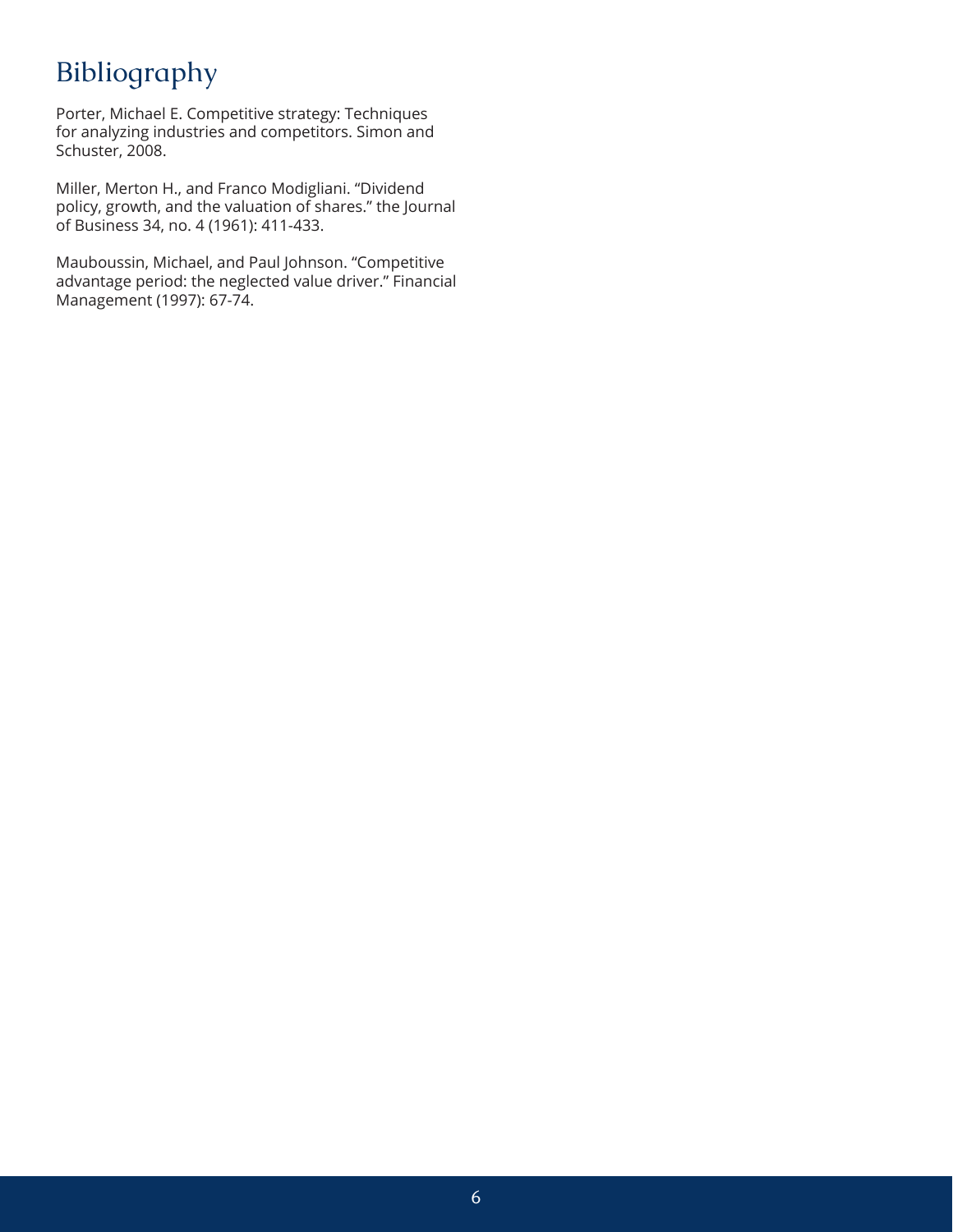# Bibliography

Porter, Michael E. Competitive strategy: Techniques for analyzing industries and competitors. Simon and Schuster, 2008.

Miller, Merton H., and Franco Modigliani. "Dividend policy, growth, and the valuation of shares." the Journal of Business 34, no. 4 (1961): 411-433.

Mauboussin, Michael, and Paul Johnson. "Competitive advantage period: the neglected value driver." Financial Management (1997): 67-74.